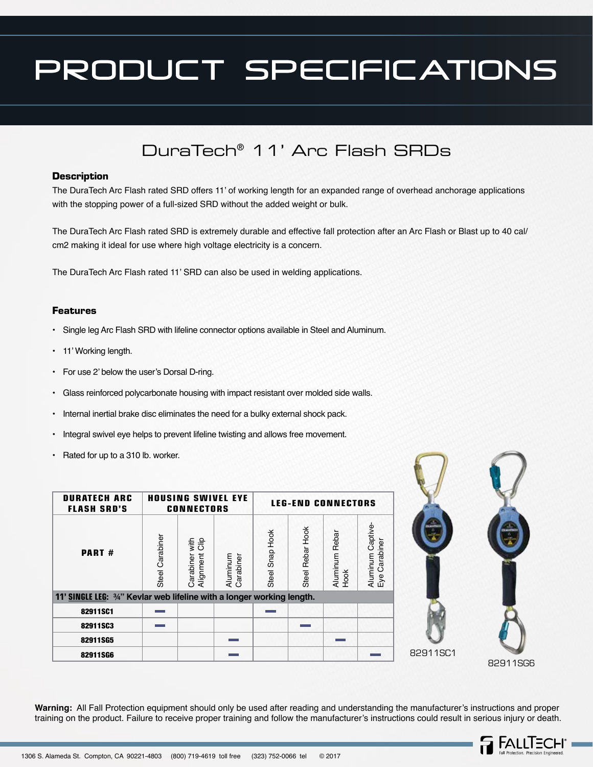# PRODUCT SPECIFICATIONS

## DuraTech® 11' Arc Flash SRDs

### Description

The DuraTech Arc Flash rated SRD offers 11' of working length for an expanded range of overhead anchorage applications with the stopping power of a full-sized SRD without the added weight or bulk.

The DuraTech Arc Flash rated SRD is extremely durable and effective fall protection after an Arc Flash or Blast up to 40 cal/cm2 making it ideal for use where high voltage electricity is a concern.

The DuraTech Arc Flash rated 11' SRD can also be used in welding applications.

### Features

- Single leg Arc Flash SRD with lifeline connector options available in Steel and Aluminum.
- 11' Working length.
- For use 2' below the user's Dorsal D-ring.
- Glass reinforced polycarbonate housing with impact resistant over molded side walls.
- Internal inertial brake disc eliminates the need for a bulky external shock pack.
- Integral swivel eye helps to prevent lifeline twisting and allows free movement.
- Rated for up to a 310 lb. worker.

| DURATECH ARC FLASH SRD'S | HOUSING SWIVEL EYE CONNECTORS | | | LEG-END CONNECTORS | | | |
|---|---|---|---|---|---|---|---|
| PART # | Steel Carabiner | Carabiner with Alignment Clip | Aluminum Carabiner | Steel Snap Hook | Steel Rebar Hook | Aluminum Rebar Hook | Aluminum Captive-Eye Carabiner |
| **11' SINGLE LEG: ¾" Kevlar web lifeline with a longer working length.** | | | | | | | |
| 82911SC1 | ▬ | | | ▬ | | | |
| 82911SC3 | ▬ | | | | ▬ | | |
| 82911SG5 | | | ▬ | | | ▬ | |
| 82911SG6 | | | ▬ | | | | ▬ |

82911SC1

82911SG6

**Warning:** All Fall Protection equipment should only be used after reading and understanding the manufacturer's instructions and proper training on the product. Failure to receive proper training and follow the manufacturer's instructions could result in serious injury or death.

1306 S. Alameda St. Compton, CA 90221-4803 (800) 719-4619 toll free (323) 752-0066 tel © 2017

FALLTECH® Fall Protection. Precision Engineered.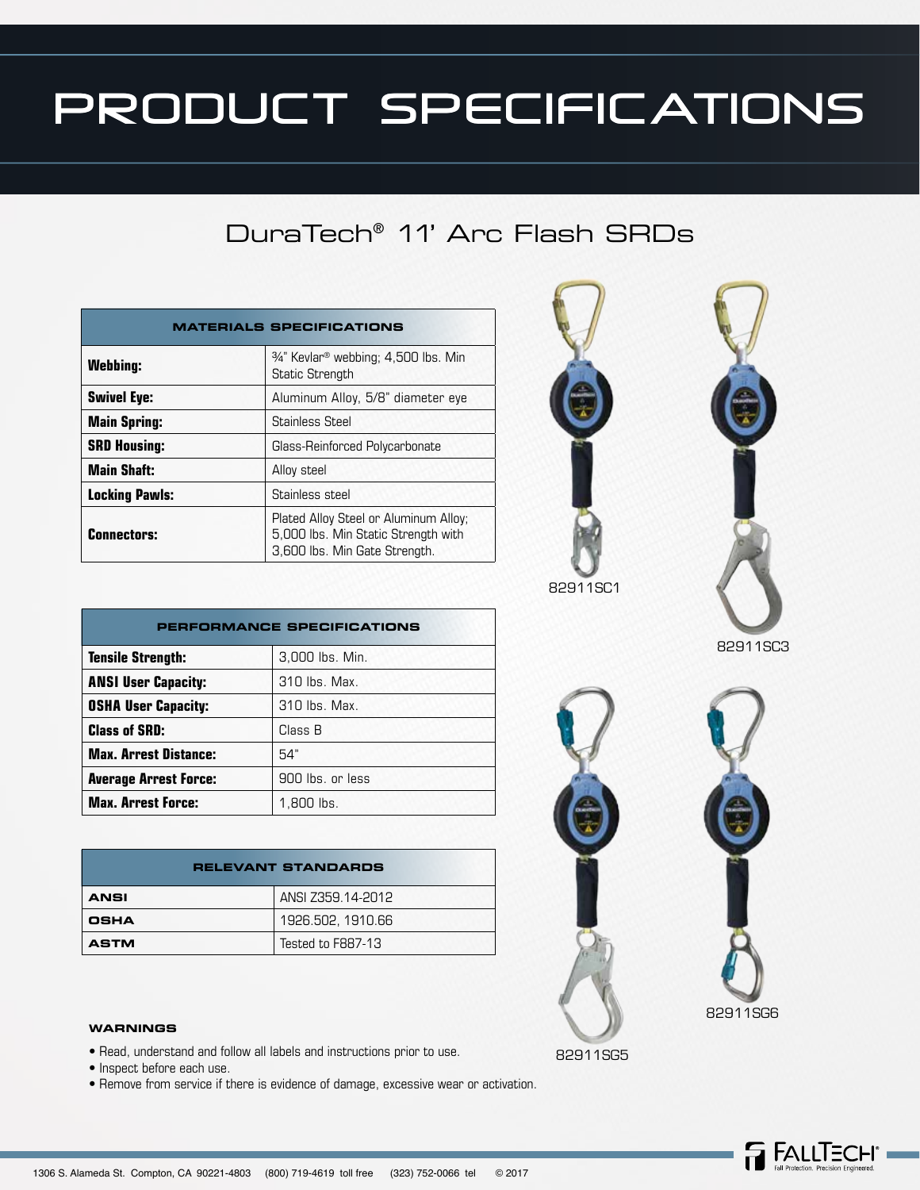# PRODUCT SPECIFICATIONS

## DuraTech® 11' Arc Flash SRDs

| MATERIALS SPECIFICATIONS | |
|---|---|
| **Webbing:** | ¾" Kevlar® webbing; 4,500 lbs. Min Static Strength |
| **Swivel Eye:** | Aluminum Alloy, 5/8" diameter eye |
| **Main Spring:** | Stainless Steel |
| **SRD Housing:** | Glass-Reinforced Polycarbonate |
| **Main Shaft:** | Alloy steel |
| **Locking Pawls:** | Stainless steel |
| **Connectors:** | Plated Alloy Steel or Aluminum Alloy; 5,000 lbs. Min Static Strength with 3,600 lbs. Min Gate Strength. |

| PERFORMANCE SPECIFICATIONS | |
|---|---|
| **Tensile Strength:** | 3,000 lbs. Min. |
| **ANSI User Capacity:** | 310 lbs. Max. |
| **OSHA User Capacity:** | 310 lbs. Max. |
| **Class of SRD:** | Class B |
| **Max. Arrest Distance:** | 54" |
| **Average Arrest Force:** | 900 lbs. or less |
| **Max. Arrest Force:** | 1,800 lbs. |

| RELEVANT STANDARDS | |
|---|---|
| **ANSI** | ANSI Z359.14-2012 |
| **OSHA** | 1926.502, 1910.66 |
| **ASTM** | Tested to F887-13 |

82911SC1

82911SC3

82911SG5

82911SG6

### WARNINGS

- Read, understand and follow all labels and instructions prior to use.
- Inspect before each use.
- Remove from service if there is evidence of damage, excessive wear or activation.

FALLTECH® Fall Protection. Precision Engineered.

1306 S. Alameda St. Compton, CA 90221-4803 (800) 719-4619 toll free (323) 752-0066 tel © 2017